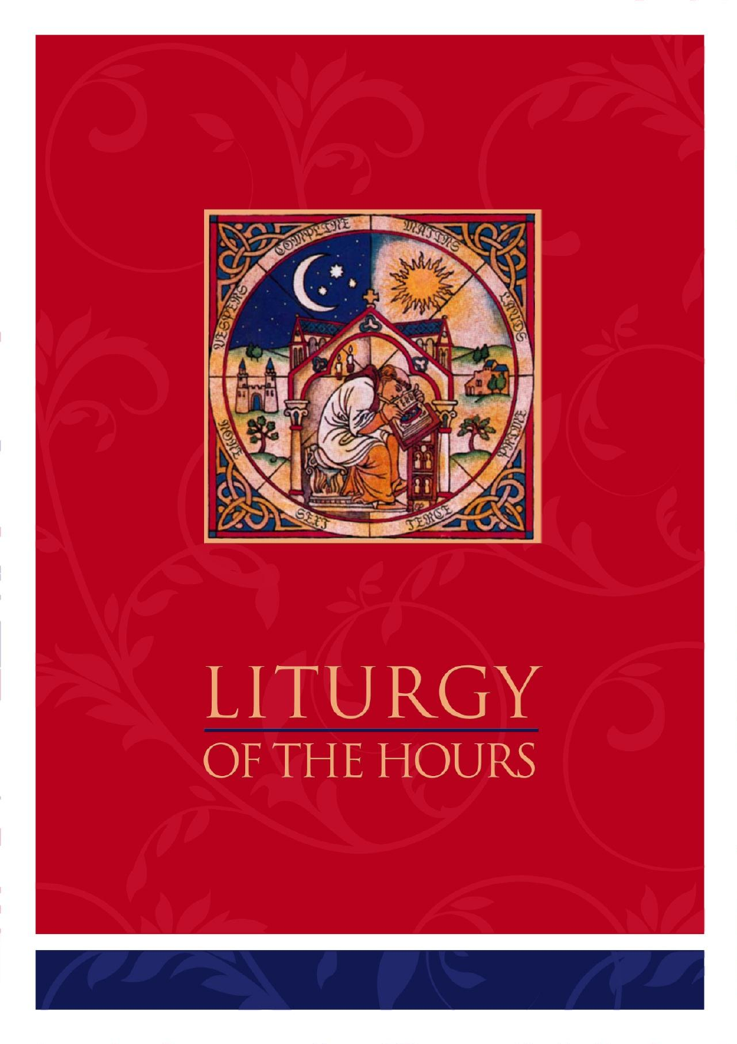# LITURGY OF THE HOURS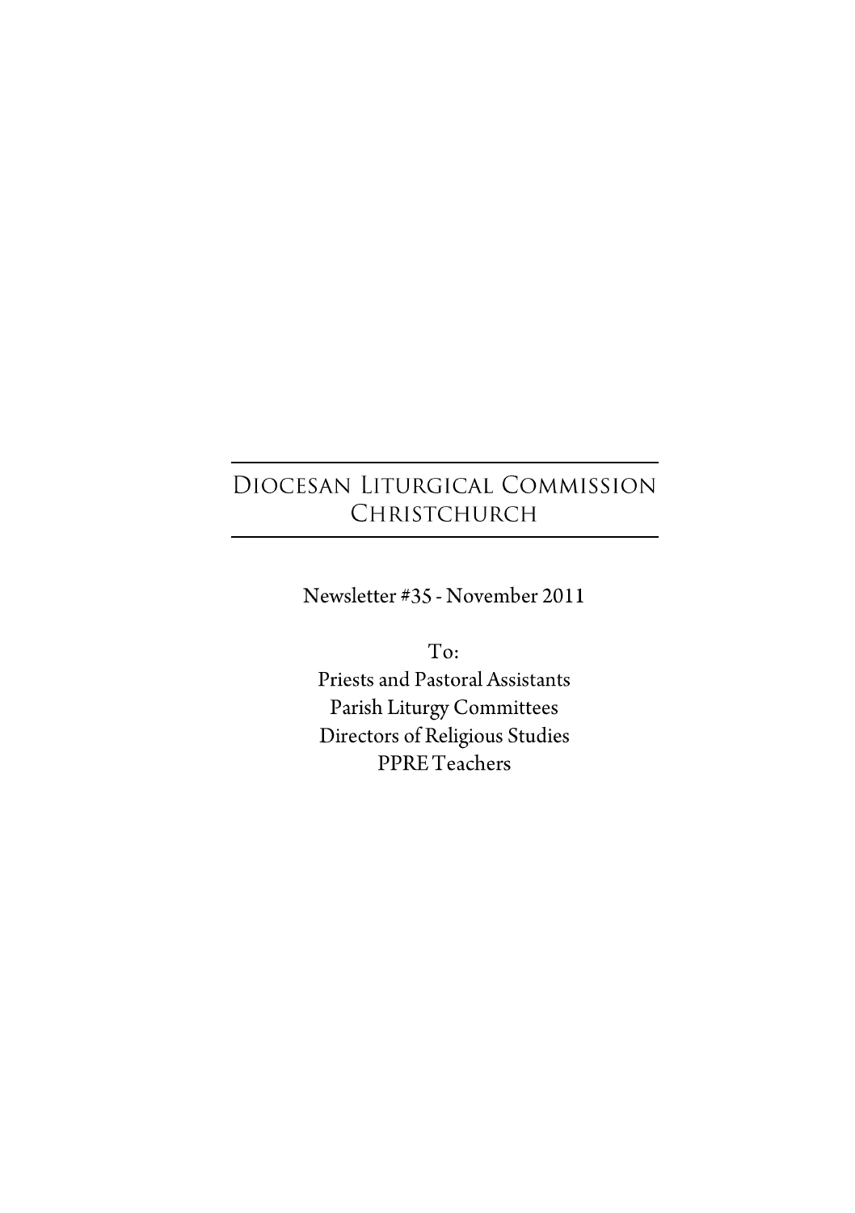# Diocesan Liturgical Commission Christchurch

Newsletter #35 - November 2011

To:
Priests and Pastoral Assistants
Parish Liturgy Committees
Directors of Religious Studies
PPRE Teachers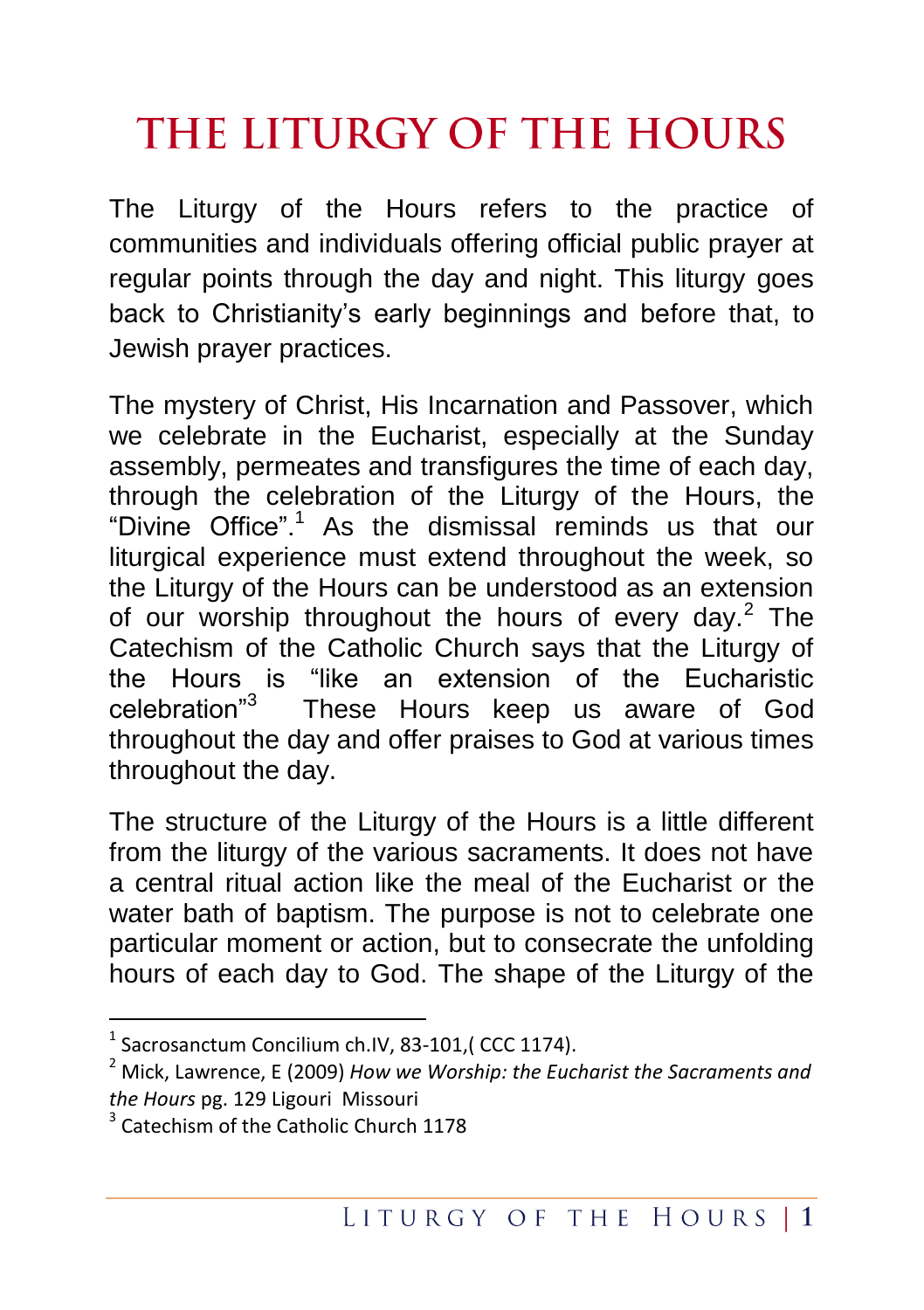# THE LITURGY OF THE HOURS

The Liturgy of the Hours refers to the practice of communities and individuals offering official public prayer at regular points through the day and night. This liturgy goes back to Christianity's early beginnings and before that, to Jewish prayer practices.

The mystery of Christ, His Incarnation and Passover, which we celebrate in the Eucharist, especially at the Sunday assembly, permeates and transfigures the time of each day, through the celebration of the Liturgy of the Hours, the "Divine Office".[1] As the dismissal reminds us that our liturgical experience must extend throughout the week, so the Liturgy of the Hours can be understood as an extension of our worship throughout the hours of every day.[2] The Catechism of the Catholic Church says that the Liturgy of the Hours is "like an extension of the Eucharistic celebration"[3] These Hours keep us aware of God throughout the day and offer praises to God at various times throughout the day.

The structure of the Liturgy of the Hours is a little different from the liturgy of the various sacraments. It does not have a central ritual action like the meal of the Eucharist or the water bath of baptism. The purpose is not to celebrate one particular moment or action, but to consecrate the unfolding hours of each day to God. The shape of the Liturgy of the

---

[1] Sacrosanctum Concilium ch.IV, 83-101,( CCC 1174).

[2] Mick, Lawrence, E (2009) *How we Worship: the Eucharist the Sacraments and the Hours* pg. 129 Ligouri Missouri

[3] Catechism of the Catholic Church 1178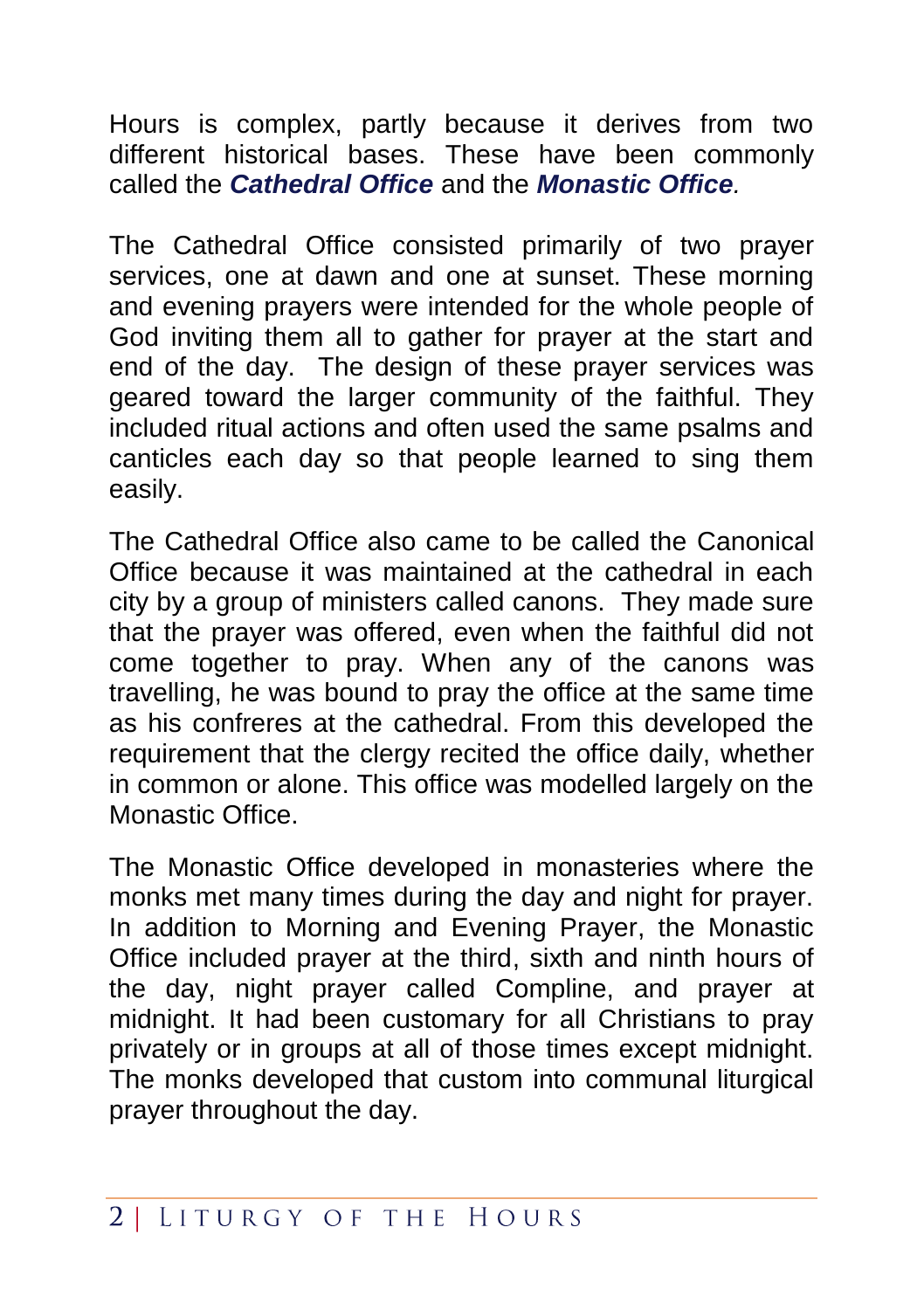Hours is complex, partly because it derives from two different historical bases. These have been commonly called the ***Cathedral Office*** and the ***Monastic Office***.

The Cathedral Office consisted primarily of two prayer services, one at dawn and one at sunset. These morning and evening prayers were intended for the whole people of God inviting them all to gather for prayer at the start and end of the day. The design of these prayer services was geared toward the larger community of the faithful. They included ritual actions and often used the same psalms and canticles each day so that people learned to sing them easily.

The Cathedral Office also came to be called the Canonical Office because it was maintained at the cathedral in each city by a group of ministers called canons. They made sure that the prayer was offered, even when the faithful did not come together to pray. When any of the canons was travelling, he was bound to pray the office at the same time as his confreres at the cathedral. From this developed the requirement that the clergy recited the office daily, whether in common or alone. This office was modelled largely on the Monastic Office.

The Monastic Office developed in monasteries where the monks met many times during the day and night for prayer. In addition to Morning and Evening Prayer, the Monastic Office included prayer at the third, sixth and ninth hours of the day, night prayer called Compline, and prayer at midnight. It had been customary for all Christians to pray privately or in groups at all of those times except midnight. The monks developed that custom into communal liturgical prayer throughout the day.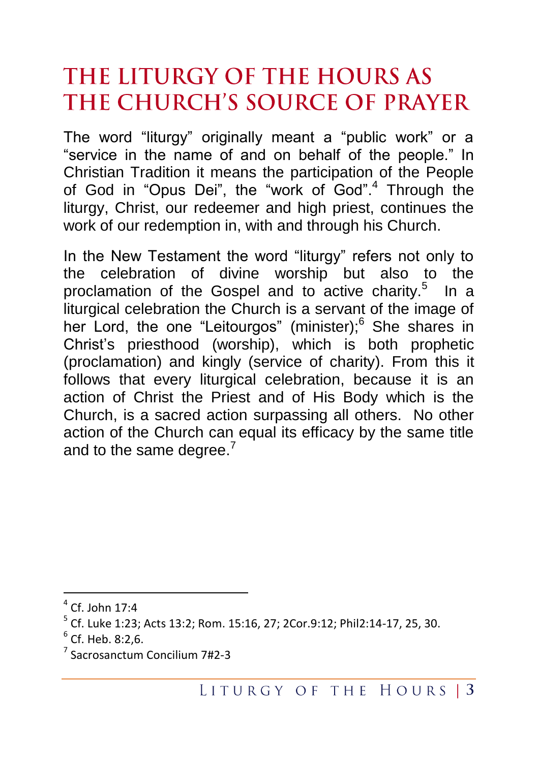# THE LITURGY OF THE HOURS AS THE CHURCH'S SOURCE OF PRAYER

The word "liturgy" originally meant a "public work" or a "service in the name of and on behalf of the people." In Christian Tradition it means the participation of the People of God in "Opus Dei", the "work of God".[4] Through the liturgy, Christ, our redeemer and high priest, continues the work of our redemption in, with and through his Church.

In the New Testament the word "liturgy" refers not only to the celebration of divine worship but also to the proclamation of the Gospel and to active charity.[5] In a liturgical celebration the Church is a servant of the image of her Lord, the one "Leitourgos" (minister);[6] She shares in Christ's priesthood (worship), which is both prophetic (proclamation) and kingly (service of charity). From this it follows that every liturgical celebration, because it is an action of Christ the Priest and of His Body which is the Church, is a sacred action surpassing all others. No other action of the Church can equal its efficacy by the same title and to the same degree.[7]

---

[4] Cf. John 17:4

[5] Cf. Luke 1:23; Acts 13:2; Rom. 15:16, 27; 2Cor.9:12; Phil2:14-17, 25, 30.

[6] Cf. Heb. 8:2,6.

[7] Sacrosanctum Concilium 7#2-3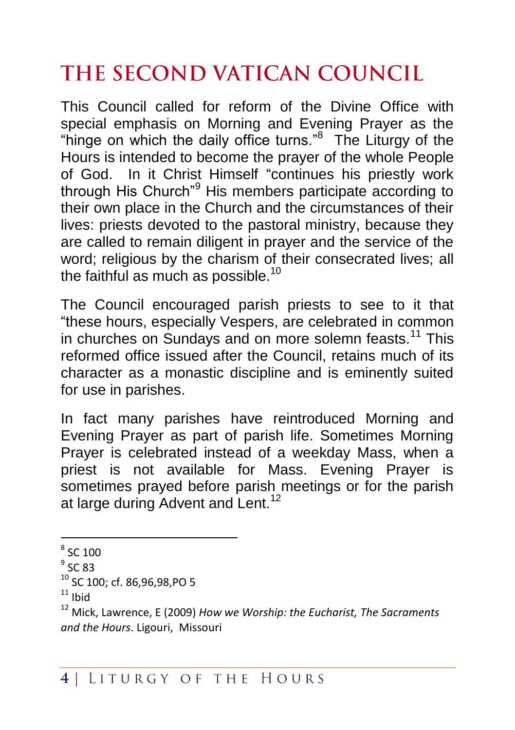# THE SECOND VATICAN COUNCIL

This Council called for reform of the Divine Office with special emphasis on Morning and Evening Prayer as the "hinge on which the daily office turns."[8] The Liturgy of the Hours is intended to become the prayer of the whole People of God. In it Christ Himself "continues his priestly work through His Church"[9] His members participate according to their own place in the Church and the circumstances of their lives: priests devoted to the pastoral ministry, because they are called to remain diligent in prayer and the service of the word; religious by the charism of their consecrated lives; all the faithful as much as possible.[10]

The Council encouraged parish priests to see to it that "these hours, especially Vespers, are celebrated in common in churches on Sundays and on more solemn feasts.[11] This reformed office issued after the Council, retains much of its character as a monastic discipline and is eminently suited for use in parishes.

In fact many parishes have reintroduced Morning and Evening Prayer as part of parish life. Sometimes Morning Prayer is celebrated instead of a weekday Mass, when a priest is not available for Mass. Evening Prayer is sometimes prayed before parish meetings or for the parish at large during Advent and Lent.[12]

---

[8] SC 100

[9] SC 83

[10] SC 100; cf. 86,96,98,PO 5

[11] Ibid

[12] Mick, Lawrence, E (2009) *How we Worship: the Eucharist, The Sacraments and the Hours*. Ligouri, Missouri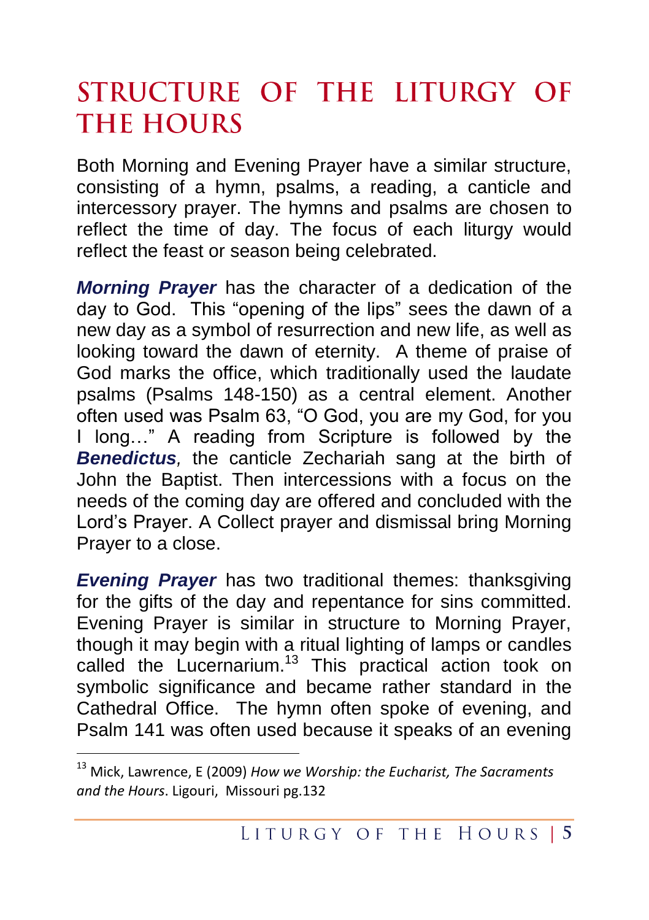# STRUCTURE OF THE LITURGY OF THE HOURS

Both Morning and Evening Prayer have a similar structure, consisting of a hymn, psalms, a reading, a canticle and intercessory prayer. The hymns and psalms are chosen to reflect the time of day. The focus of each liturgy would reflect the feast or season being celebrated.

***Morning Prayer*** has the character of a dedication of the day to God. This "opening of the lips" sees the dawn of a new day as a symbol of resurrection and new life, as well as looking toward the dawn of eternity. A theme of praise of God marks the office, which traditionally used the laudate psalms (Psalms 148-150) as a central element. Another often used was Psalm 63, "O God, you are my God, for you I long…" A reading from Scripture is followed by the ***Benedictus****,* the canticle Zechariah sang at the birth of John the Baptist. Then intercessions with a focus on the needs of the coming day are offered and concluded with the Lord's Prayer. A Collect prayer and dismissal bring Morning Prayer to a close.

***Evening Prayer*** has two traditional themes: thanksgiving for the gifts of the day and repentance for sins committed. Evening Prayer is similar in structure to Morning Prayer, though it may begin with a ritual lighting of lamps or candles called the Lucernarium.[13] This practical action took on symbolic significance and became rather standard in the Cathedral Office. The hymn often spoke of evening, and Psalm 141 was often used because it speaks of an evening

[13] Mick, Lawrence, E (2009) *How we Worship: the Eucharist, The Sacraments and the Hours*. Ligouri, Missouri pg.132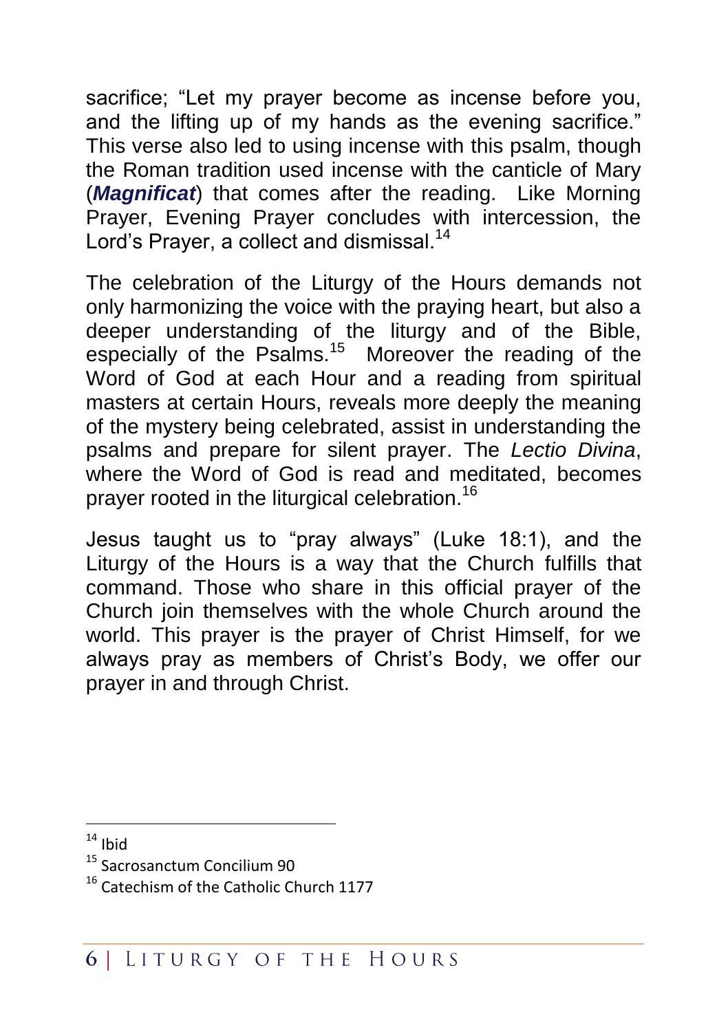sacrifice; "Let my prayer become as incense before you, and the lifting up of my hands as the evening sacrifice." This verse also led to using incense with this psalm, though the Roman tradition used incense with the canticle of Mary (***Magnificat***) that comes after the reading. Like Morning Prayer, Evening Prayer concludes with intercession, the Lord's Prayer, a collect and dismissal.[14]

The celebration of the Liturgy of the Hours demands not only harmonizing the voice with the praying heart, but also a deeper understanding of the liturgy and of the Bible, especially of the Psalms.[15] Moreover the reading of the Word of God at each Hour and a reading from spiritual masters at certain Hours, reveals more deeply the meaning of the mystery being celebrated, assist in understanding the psalms and prepare for silent prayer. The *Lectio Divina*, where the Word of God is read and meditated, becomes prayer rooted in the liturgical celebration.[16]

Jesus taught us to "pray always" (Luke 18:1), and the Liturgy of the Hours is a way that the Church fulfills that command. Those who share in this official prayer of the Church join themselves with the whole Church around the world. This prayer is the prayer of Christ Himself, for we always pray as members of Christ's Body, we offer our prayer in and through Christ.

---

[14] Ibid

[15] Sacrosanctum Concilium 90

[16] Catechism of the Catholic Church 1177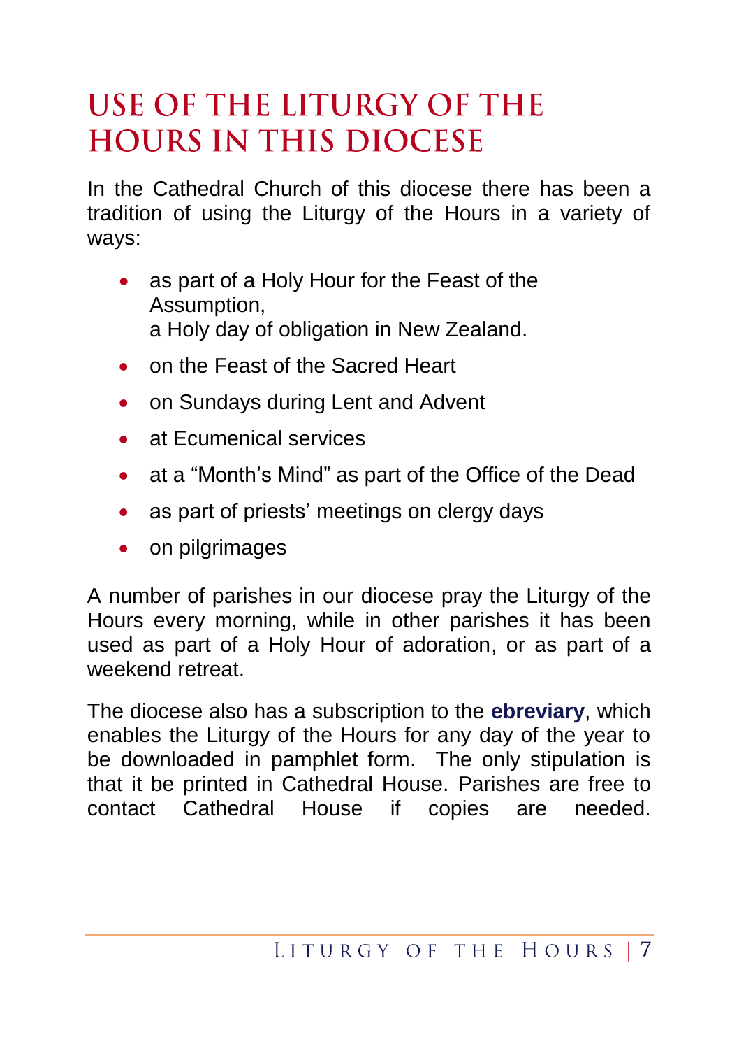# USE OF THE LITURGY OF THE HOURS IN THIS DIOCESE

In the Cathedral Church of this diocese there has been a tradition of using the Liturgy of the Hours in a variety of ways:

- as part of a Holy Hour for the Feast of the Assumption,
  a Holy day of obligation in New Zealand.
- on the Feast of the Sacred Heart
- on Sundays during Lent and Advent
- at Ecumenical services
- at a "Month's Mind" as part of the Office of the Dead
- as part of priests' meetings on clergy days
- on pilgrimages

A number of parishes in our diocese pray the Liturgy of the Hours every morning, while in other parishes it has been used as part of a Holy Hour of adoration, or as part of a weekend retreat.

The diocese also has a subscription to the **ebreviary**, which enables the Liturgy of the Hours for any day of the year to be downloaded in pamphlet form. The only stipulation is that it be printed in Cathedral House. Parishes are free to contact Cathedral House if copies are needed.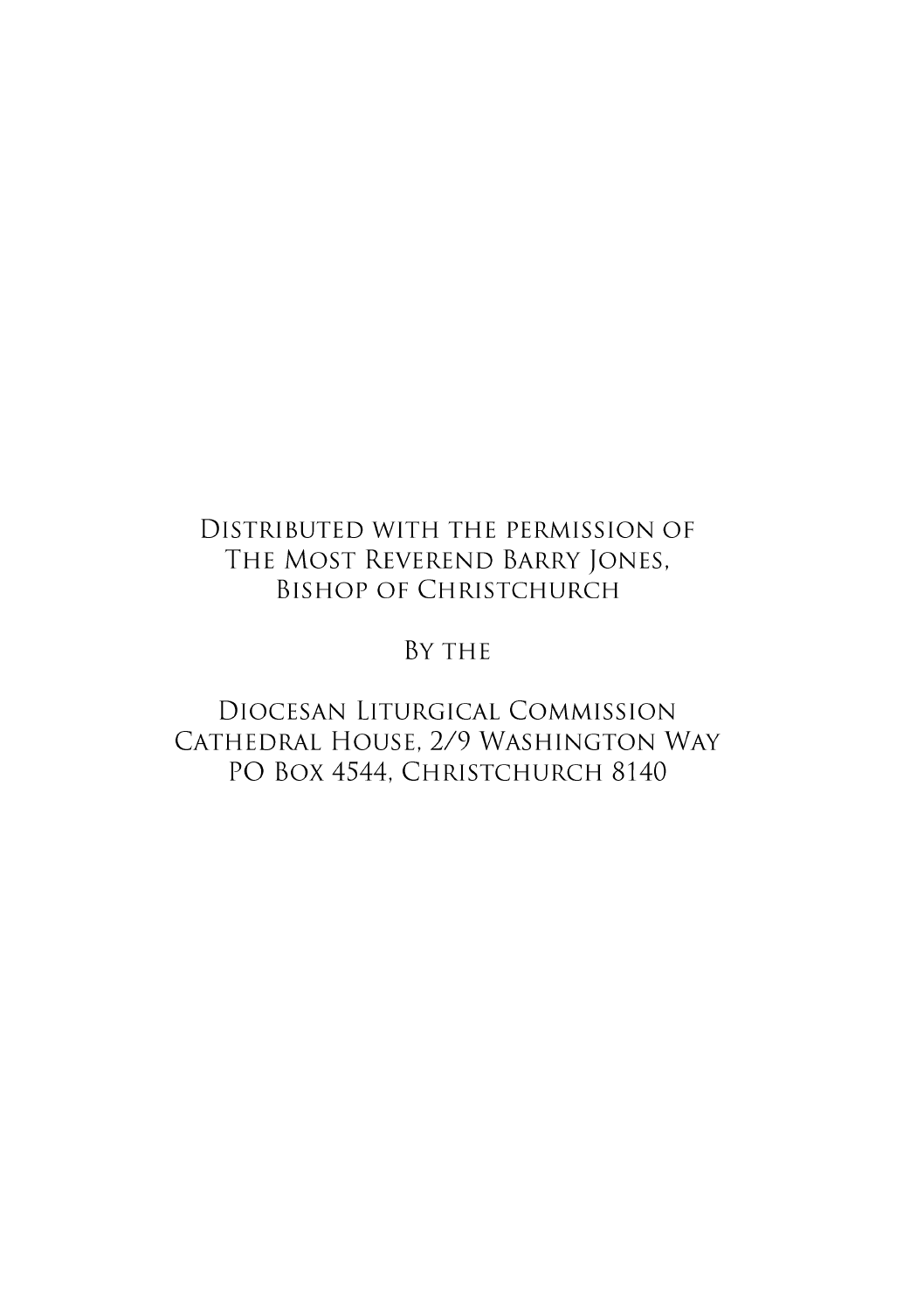Distributed with the permission of
The Most Reverend Barry Jones,
Bishop of Christchurch

By the

Diocesan Liturgical Commission
Cathedral House, 2/9 Washington Way
PO Box 4544, Christchurch 8140